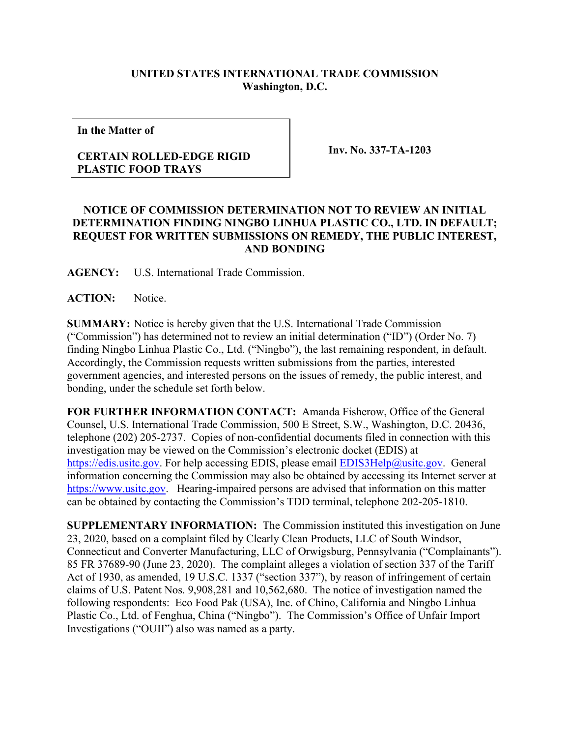**UNITED STATES INTERNATIONAL TRADE COMMISSION**
**Washington, D.C.**

| **In the Matter of** <br><br> **CERTAIN ROLLED-EDGE RIGID PLASTIC FOOD TRAYS** | **Inv. No. 337-TA-1203** |
|---|---|

**NOTICE OF COMMISSION DETERMINATION NOT TO REVIEW AN INITIAL DETERMINATION FINDING NINGBO LINHUA PLASTIC CO., LTD. IN DEFAULT; REQUEST FOR WRITTEN SUBMISSIONS ON REMEDY, THE PUBLIC INTEREST, AND BONDING**

**AGENCY:** U.S. International Trade Commission.

**ACTION:** Notice.

**SUMMARY:** Notice is hereby given that the U.S. International Trade Commission ("Commission") has determined not to review an initial determination ("ID") (Order No. 7) finding Ningbo Linhua Plastic Co., Ltd. ("Ningbo"), the last remaining respondent, in default. Accordingly, the Commission requests written submissions from the parties, interested government agencies, and interested persons on the issues of remedy, the public interest, and bonding, under the schedule set forth below.

**FOR FURTHER INFORMATION CONTACT:** Amanda Fisherow, Office of the General Counsel, U.S. International Trade Commission, 500 E Street, S.W., Washington, D.C. 20436, telephone (202) 205-2737. Copies of non-confidential documents filed in connection with this investigation may be viewed on the Commission's electronic docket (EDIS) at https://edis.usitc.gov. For help accessing EDIS, please email EDIS3Help@usitc.gov. General information concerning the Commission may also be obtained by accessing its Internet server at https://www.usitc.gov. Hearing-impaired persons are advised that information on this matter can be obtained by contacting the Commission's TDD terminal, telephone 202-205-1810.

**SUPPLEMENTARY INFORMATION:** The Commission instituted this investigation on June 23, 2020, based on a complaint filed by Clearly Clean Products, LLC of South Windsor, Connecticut and Converter Manufacturing, LLC of Orwigsburg, Pennsylvania ("Complainants"). 85 FR 37689-90 (June 23, 2020). The complaint alleges a violation of section 337 of the Tariff Act of 1930, as amended, 19 U.S.C. 1337 ("section 337"), by reason of infringement of certain claims of U.S. Patent Nos. 9,908,281 and 10,562,680. The notice of investigation named the following respondents: Eco Food Pak (USA), Inc. of Chino, California and Ningbo Linhua Plastic Co., Ltd. of Fenghua, China ("Ningbo"). The Commission's Office of Unfair Import Investigations ("OUII") also was named as a party.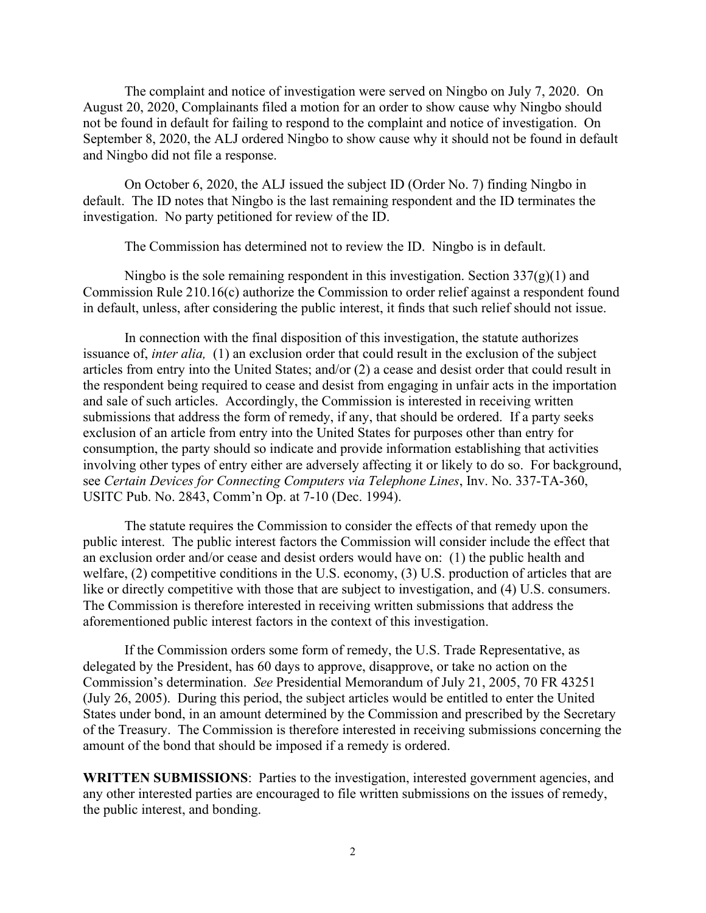The complaint and notice of investigation were served on Ningbo on July 7, 2020. On August 20, 2020, Complainants filed a motion for an order to show cause why Ningbo should not be found in default for failing to respond to the complaint and notice of investigation. On September 8, 2020, the ALJ ordered Ningbo to show cause why it should not be found in default and Ningbo did not file a response.

On October 6, 2020, the ALJ issued the subject ID (Order No. 7) finding Ningbo in default. The ID notes that Ningbo is the last remaining respondent and the ID terminates the investigation. No party petitioned for review of the ID.

The Commission has determined not to review the ID. Ningbo is in default.

Ningbo is the sole remaining respondent in this investigation. Section 337(g)(1) and Commission Rule 210.16(c) authorize the Commission to order relief against a respondent found in default, unless, after considering the public interest, it finds that such relief should not issue.

In connection with the final disposition of this investigation, the statute authorizes issuance of, *inter alia,* (1) an exclusion order that could result in the exclusion of the subject articles from entry into the United States; and/or (2) a cease and desist order that could result in the respondent being required to cease and desist from engaging in unfair acts in the importation and sale of such articles. Accordingly, the Commission is interested in receiving written submissions that address the form of remedy, if any, that should be ordered. If a party seeks exclusion of an article from entry into the United States for purposes other than entry for consumption, the party should so indicate and provide information establishing that activities involving other types of entry either are adversely affecting it or likely to do so. For background, see *Certain Devices for Connecting Computers via Telephone Lines*, Inv. No. 337-TA-360, USITC Pub. No. 2843, Comm'n Op. at 7-10 (Dec. 1994).

The statute requires the Commission to consider the effects of that remedy upon the public interest. The public interest factors the Commission will consider include the effect that an exclusion order and/or cease and desist orders would have on: (1) the public health and welfare, (2) competitive conditions in the U.S. economy, (3) U.S. production of articles that are like or directly competitive with those that are subject to investigation, and (4) U.S. consumers. The Commission is therefore interested in receiving written submissions that address the aforementioned public interest factors in the context of this investigation.

If the Commission orders some form of remedy, the U.S. Trade Representative, as delegated by the President, has 60 days to approve, disapprove, or take no action on the Commission's determination. *See* Presidential Memorandum of July 21, 2005, 70 FR 43251 (July 26, 2005). During this period, the subject articles would be entitled to enter the United States under bond, in an amount determined by the Commission and prescribed by the Secretary of the Treasury. The Commission is therefore interested in receiving submissions concerning the amount of the bond that should be imposed if a remedy is ordered.

**WRITTEN SUBMISSIONS**: Parties to the investigation, interested government agencies, and any other interested parties are encouraged to file written submissions on the issues of remedy, the public interest, and bonding.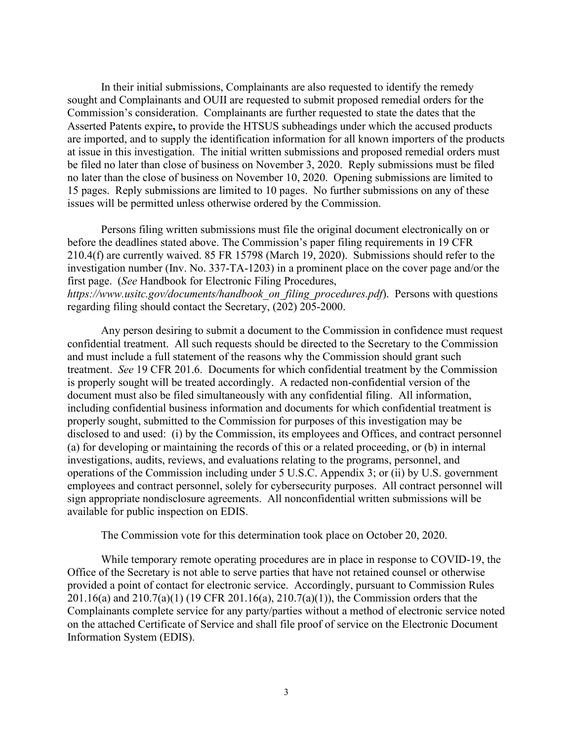In their initial submissions, Complainants are also requested to identify the remedy sought and Complainants and OUII are requested to submit proposed remedial orders for the Commission's consideration. Complainants are further requested to state the dates that the Asserted Patents expire**,** to provide the HTSUS subheadings under which the accused products are imported, and to supply the identification information for all known importers of the products at issue in this investigation. The initial written submissions and proposed remedial orders must be filed no later than close of business on November 3, 2020. Reply submissions must be filed no later than the close of business on November 10, 2020. Opening submissions are limited to 15 pages. Reply submissions are limited to 10 pages. No further submissions on any of these issues will be permitted unless otherwise ordered by the Commission.

Persons filing written submissions must file the original document electronically on or before the deadlines stated above. The Commission's paper filing requirements in 19 CFR 210.4(f) are currently waived. 85 FR 15798 (March 19, 2020). Submissions should refer to the investigation number (Inv. No. 337-TA-1203) in a prominent place on the cover page and/or the first page. (*See* Handbook for Electronic Filing Procedures, *https://www.usitc.gov/documents/handbook_on_filing_procedures.pdf*). Persons with questions regarding filing should contact the Secretary, (202) 205-2000.

Any person desiring to submit a document to the Commission in confidence must request confidential treatment. All such requests should be directed to the Secretary to the Commission and must include a full statement of the reasons why the Commission should grant such treatment. *See* 19 CFR 201.6. Documents for which confidential treatment by the Commission is properly sought will be treated accordingly. A redacted non-confidential version of the document must also be filed simultaneously with any confidential filing. All information, including confidential business information and documents for which confidential treatment is properly sought, submitted to the Commission for purposes of this investigation may be disclosed to and used: (i) by the Commission, its employees and Offices, and contract personnel (a) for developing or maintaining the records of this or a related proceeding, or (b) in internal investigations, audits, reviews, and evaluations relating to the programs, personnel, and operations of the Commission including under 5 U.S.C. Appendix 3; or (ii) by U.S. government employees and contract personnel, solely for cybersecurity purposes. All contract personnel will sign appropriate nondisclosure agreements. All nonconfidential written submissions will be available for public inspection on EDIS.

The Commission vote for this determination took place on October 20, 2020.

While temporary remote operating procedures are in place in response to COVID-19, the Office of the Secretary is not able to serve parties that have not retained counsel or otherwise provided a point of contact for electronic service. Accordingly, pursuant to Commission Rules 201.16(a) and 210.7(a)(1) (19 CFR 201.16(a), 210.7(a)(1)), the Commission orders that the Complainants complete service for any party/parties without a method of electronic service noted on the attached Certificate of Service and shall file proof of service on the Electronic Document Information System (EDIS).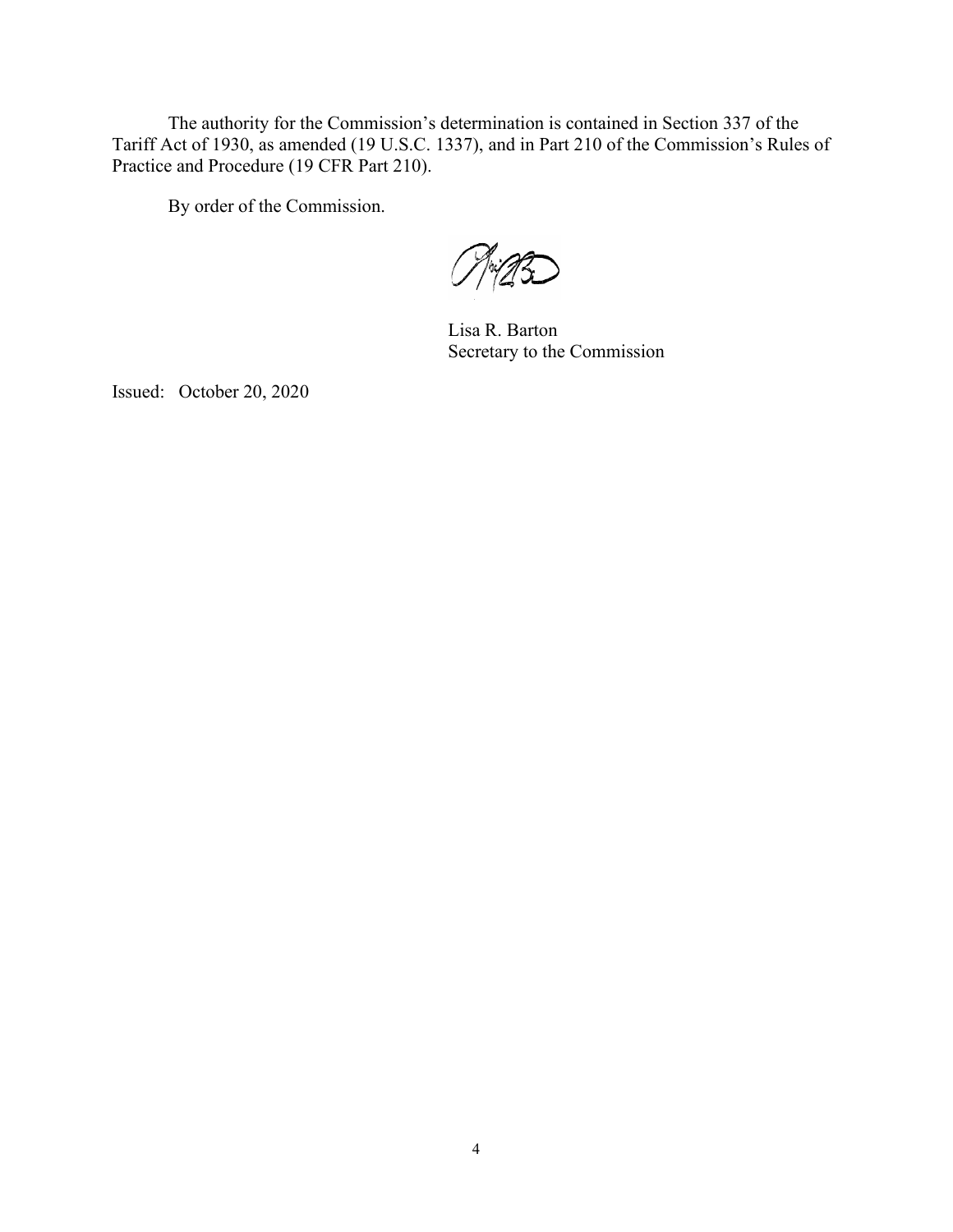The authority for the Commission's determination is contained in Section 337 of the Tariff Act of 1930, as amended (19 U.S.C. 1337), and in Part 210 of the Commission's Rules of Practice and Procedure (19 CFR Part 210).

By order of the Commission.

Lisa R. Barton
Secretary to the Commission

Issued: October 20, 2020